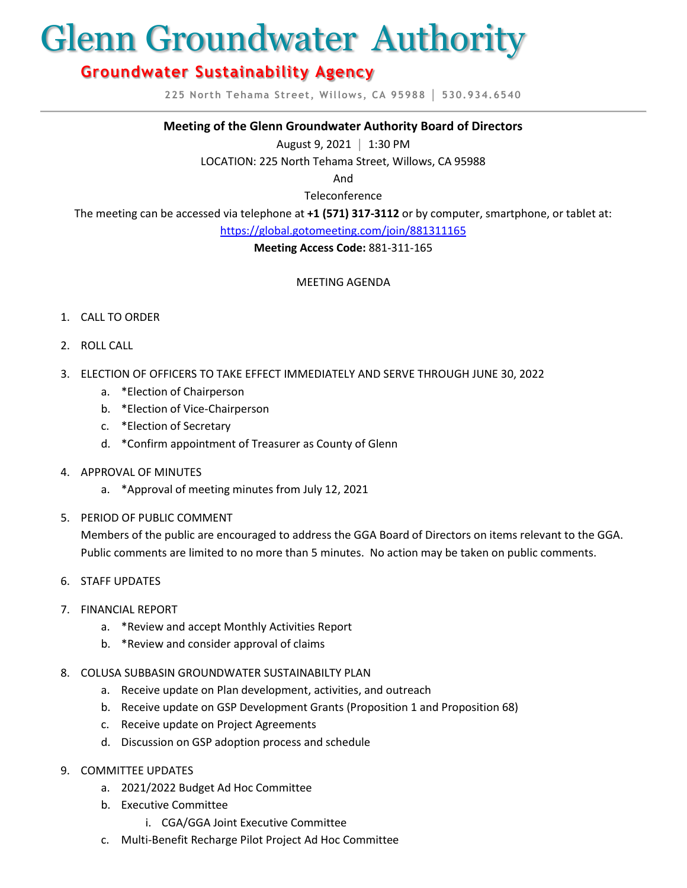# Glenn Groundwater Authority

## Groundwater Sustainability Agency

225 North Tehama Street, Willows, CA 95988 │ 530.934.6540

---

**Meeting of the Glenn Groundwater Authority Board of Directors**

August 9, 2021 │ 1:30 PM

LOCATION: 225 North Tehama Street, Willows, CA 95988

And

Teleconference

The meeting can be accessed via telephone at **+1 (571) 317-3112** or by computer, smartphone, or tablet at:

https://global.gotomeeting.com/join/881311165

**Meeting Access Code:** 881-311-165

MEETING AGENDA

1. CALL TO ORDER

2. ROLL CALL

3. ELECTION OF OFFICERS TO TAKE EFFECT IMMEDIATELY AND SERVE THROUGH JUNE 30, 2022
   a. *Election of Chairperson
   b. *Election of Vice-Chairperson
   c. *Election of Secretary
   d. *Confirm appointment of Treasurer as County of Glenn

4. APPROVAL OF MINUTES
   a. *Approval of meeting minutes from July 12, 2021

5. PERIOD OF PUBLIC COMMENT
   Members of the public are encouraged to address the GGA Board of Directors on items relevant to the GGA. Public comments are limited to no more than 5 minutes. No action may be taken on public comments.

6. STAFF UPDATES

7. FINANCIAL REPORT
   a. *Review and accept Monthly Activities Report
   b. *Review and consider approval of claims

8. COLUSA SUBBASIN GROUNDWATER SUSTAINABILTY PLAN
   a. Receive update on Plan development, activities, and outreach
   b. Receive update on GSP Development Grants (Proposition 1 and Proposition 68)
   c. Receive update on Project Agreements
   d. Discussion on GSP adoption process and schedule

9. COMMITTEE UPDATES
   a. 2021/2022 Budget Ad Hoc Committee
   b. Executive Committee
      i. CGA/GGA Joint Executive Committee
   c. Multi-Benefit Recharge Pilot Project Ad Hoc Committee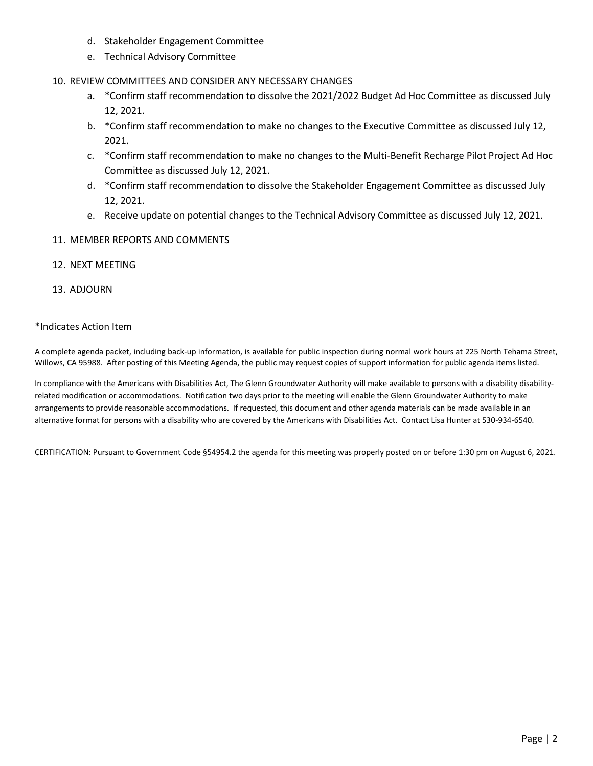d. Stakeholder Engagement Committee
e. Technical Advisory Committee

10. REVIEW COMMITTEES AND CONSIDER ANY NECESSARY CHANGES
    a. *Confirm staff recommendation to dissolve the 2021/2022 Budget Ad Hoc Committee as discussed July 12, 2021.
    b. *Confirm staff recommendation to make no changes to the Executive Committee as discussed July 12, 2021.
    c. *Confirm staff recommendation to make no changes to the Multi-Benefit Recharge Pilot Project Ad Hoc Committee as discussed July 12, 2021.
    d. *Confirm staff recommendation to dissolve the Stakeholder Engagement Committee as discussed July 12, 2021.
    e. Receive update on potential changes to the Technical Advisory Committee as discussed July 12, 2021.

11. MEMBER REPORTS AND COMMENTS

12. NEXT MEETING

13. ADJOURN

*Indicates Action Item

A complete agenda packet, including back-up information, is available for public inspection during normal work hours at 225 North Tehama Street, Willows, CA 95988. After posting of this Meeting Agenda, the public may request copies of support information for public agenda items listed.

In compliance with the Americans with Disabilities Act, The Glenn Groundwater Authority will make available to persons with a disability disability-related modification or accommodations. Notification two days prior to the meeting will enable the Glenn Groundwater Authority to make arrangements to provide reasonable accommodations. If requested, this document and other agenda materials can be made available in an alternative format for persons with a disability who are covered by the Americans with Disabilities Act. Contact Lisa Hunter at 530-934-6540.

CERTIFICATION: Pursuant to Government Code §54954.2 the agenda for this meeting was properly posted on or before 1:30 pm on August 6, 2021.